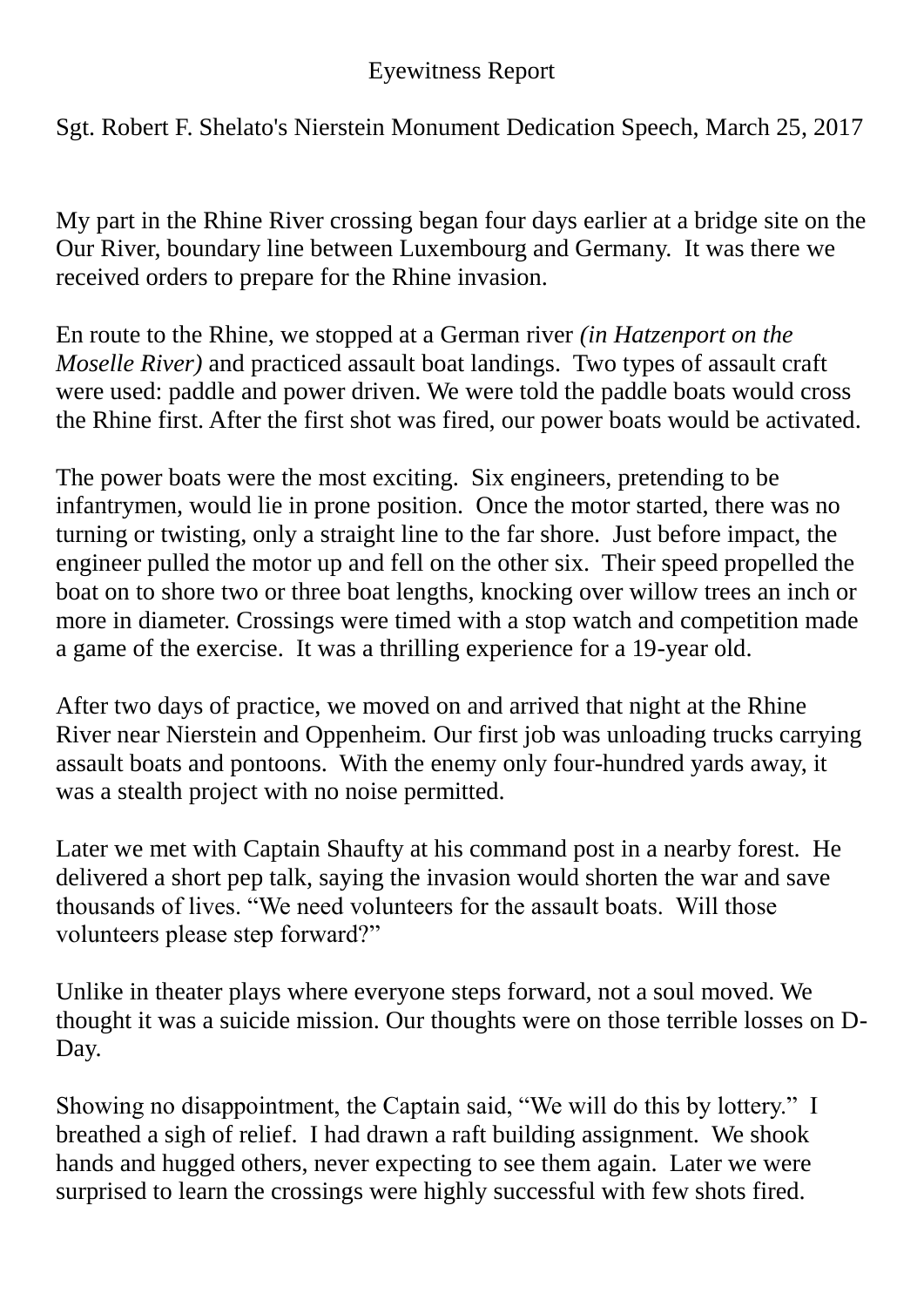# Eyewitness Report

## Sgt. Robert F. Shelato's Nierstein Monument Dedication Speech, March 25, 2017

My part in the Rhine River crossing began four days earlier at a bridge site on the Our River, boundary line between Luxembourg and Germany.  It was there we received orders to prepare for the Rhine invasion.

En route to the Rhine, we stopped at a German river *(in Hatzenport on the Moselle River)* and practiced assault boat landings.  Two types of assault craft were used: paddle and power driven. We were told the paddle boats would cross the Rhine first. After the first shot was fired, our power boats would be activated.

The power boats were the most exciting.  Six engineers, pretending to be infantrymen, would lie in prone position.  Once the motor started, there was no turning or twisting, only a straight line to the far shore.  Just before impact, the engineer pulled the motor up and fell on the other six.  Their speed propelled the boat on to shore two or three boat lengths, knocking over willow trees an inch or more in diameter. Crossings were timed with a stop watch and competition made a game of the exercise.  It was a thrilling experience for a 19-year old.

After two days of practice, we moved on and arrived that night at the Rhine River near Nierstein and Oppenheim. Our first job was unloading trucks carrying assault boats and pontoons.  With the enemy only four-hundred yards away, it was a stealth project with no noise permitted.

Later we met with Captain Shaufty at his command post in a nearby forest.  He delivered a short pep talk, saying the invasion would shorten the war and save thousands of lives. “We need volunteers for the assault boats.  Will those volunteers please step forward?”

Unlike in theater plays where everyone steps forward, not a soul moved. We thought it was a suicide mission. Our thoughts were on those terrible losses on D-Day.

Showing no disappointment, the Captain said, “We will do this by lottery.”  I breathed a sigh of relief.  I had drawn a raft building assignment.  We shook hands and hugged others, never expecting to see them again.  Later we were surprised to learn the crossings were highly successful with few shots fired.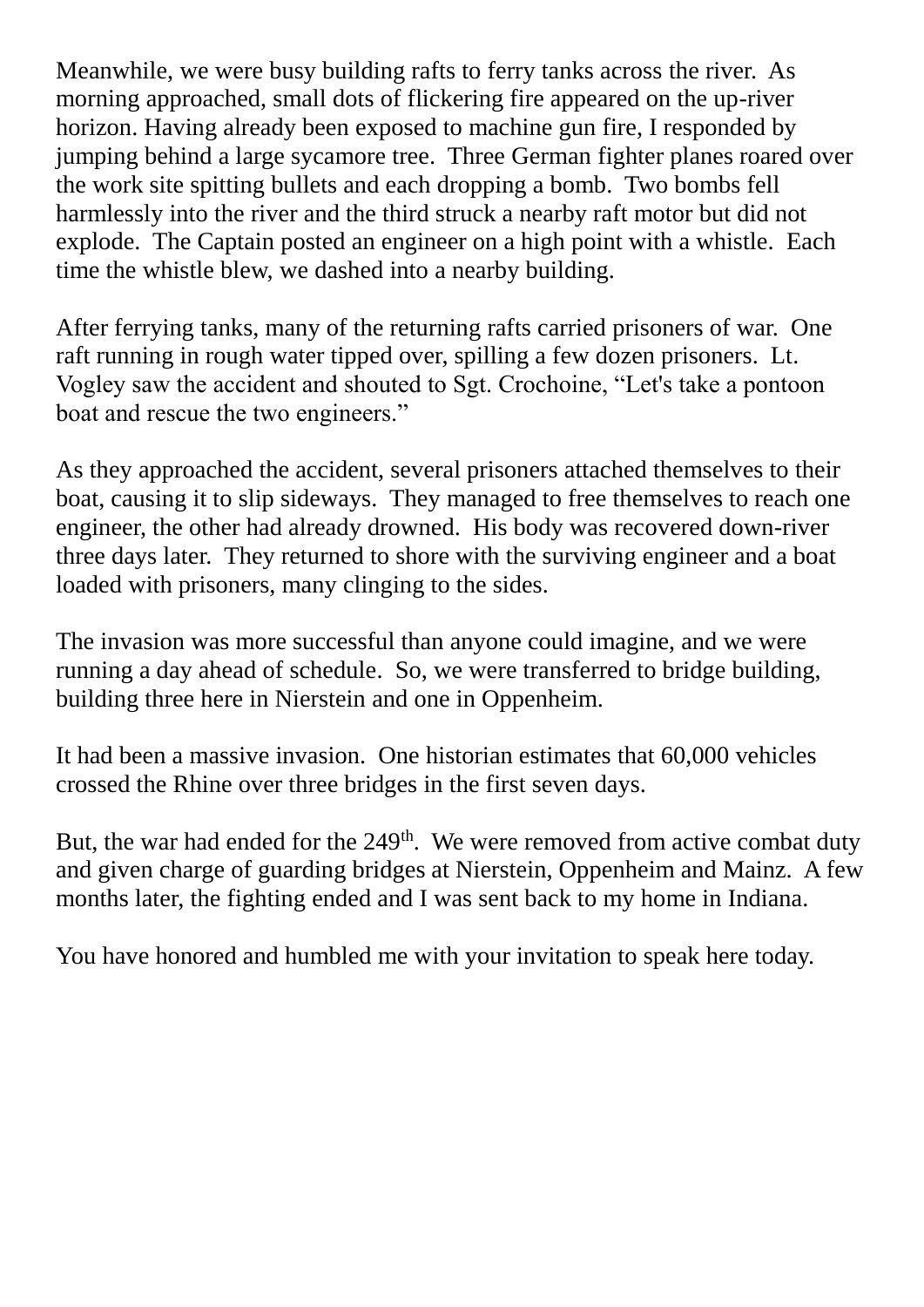Meanwhile, we were busy building rafts to ferry tanks across the river. As morning approached, small dots of flickering fire appeared on the up-river horizon. Having already been exposed to machine gun fire, I responded by jumping behind a large sycamore tree. Three German fighter planes roared over the work site spitting bullets and each dropping a bomb. Two bombs fell harmlessly into the river and the third struck a nearby raft motor but did not explode. The Captain posted an engineer on a high point with a whistle. Each time the whistle blew, we dashed into a nearby building.

After ferrying tanks, many of the returning rafts carried prisoners of war. One raft running in rough water tipped over, spilling a few dozen prisoners. Lt. Vogley saw the accident and shouted to Sgt. Crochoine, "Let's take a pontoon boat and rescue the two engineers."

As they approached the accident, several prisoners attached themselves to their boat, causing it to slip sideways. They managed to free themselves to reach one engineer, the other had already drowned. His body was recovered down-river three days later. They returned to shore with the surviving engineer and a boat loaded with prisoners, many clinging to the sides.

The invasion was more successful than anyone could imagine, and we were running a day ahead of schedule. So, we were transferred to bridge building, building three here in Nierstein and one in Oppenheim.

It had been a massive invasion. One historian estimates that 60,000 vehicles crossed the Rhine over three bridges in the first seven days.

But, the war had ended for the 249th. We were removed from active combat duty and given charge of guarding bridges at Nierstein, Oppenheim and Mainz. A few months later, the fighting ended and I was sent back to my home in Indiana.

You have honored and humbled me with your invitation to speak here today.